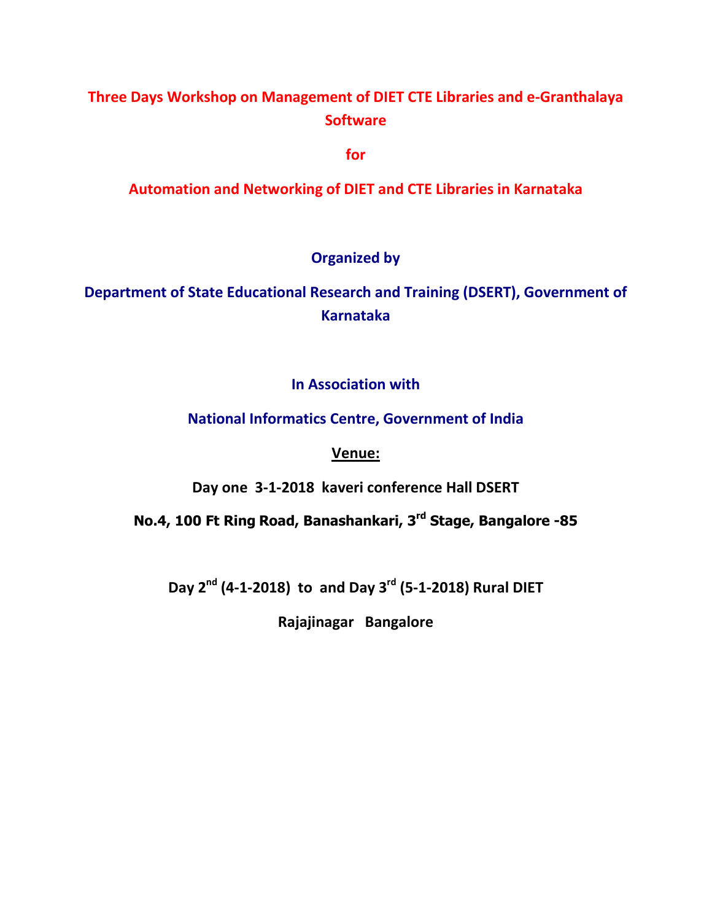# Three Days Workshop on Management of DIET CTE Libraries and e-Granthalaya Software

## for

## Automation and Networking of DIET and CTE Libraries in Karnataka

**Organized by**

**Department of State Educational Research and Training (DSERT), Government of Karnataka**

**In Association with**

**National Informatics Centre, Government of India**

**<u>Venue:</u>**

**Day one 3-1-2018 kaveri conference Hall DSERT**

**No.4, 100 Ft Ring Road, Banashankari, 3rd Stage, Bangalore -85**

**Day 2nd (4-1-2018) to and Day 3rd (5-1-2018) Rural DIET**

**Rajajinagar Bangalore**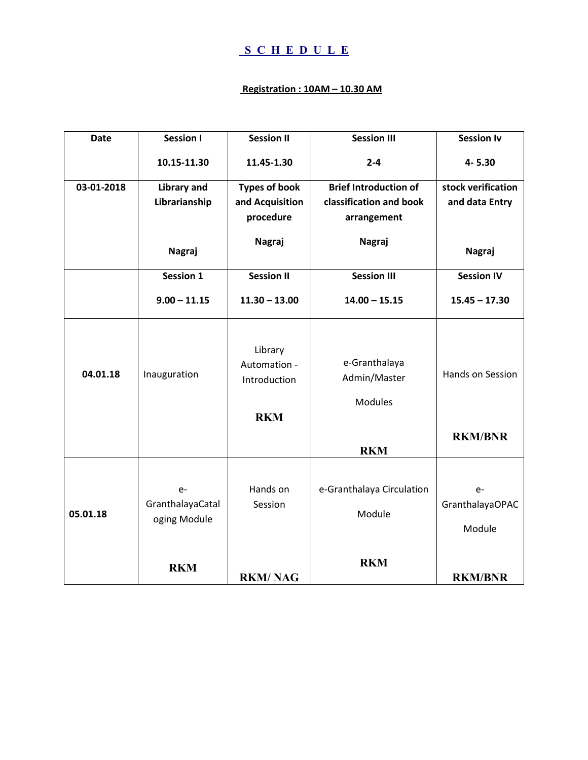# S C H E D U L E

**Registration : 10AM – 10.30 AM**

| Date | Session I<br>10.15-11.30 | Session II<br>11.45-1.30 | Session III<br>2-4 | Session Iv<br>4- 5.30 |
|---|---|---|---|---|
| **03-01-2018** | **Library and Librarianship**<br>**Nagraj** | **Types of book and Acquisition procedure**<br>**Nagraj** | **Brief Introduction of classification and book arrangement**<br>**Nagraj** | **stock verification and data Entry**<br>**Nagraj** |
| | **Session 1**<br>**9.00 – 11.15** | **Session II**<br>**11.30 – 13.00** | **Session III**<br>**14.00 – 15.15** | **Session IV**<br>**15.45 – 17.30** |
| **04.01.18** | Inauguration | Library Automation - Introduction<br>**RKM** | e-Granthalaya Admin/Master Modules<br>**RKM** | Hands on Session<br>**RKM/BNR** |
| **05.01.18** | e-GranthalayaCataloging Module<br>**RKM** | Hands on Session<br>**RKM/ NAG** | e-Granthalaya Circulation Module<br>**RKM** | e-GranthalayaOPAC Module<br>**RKM/BNR** |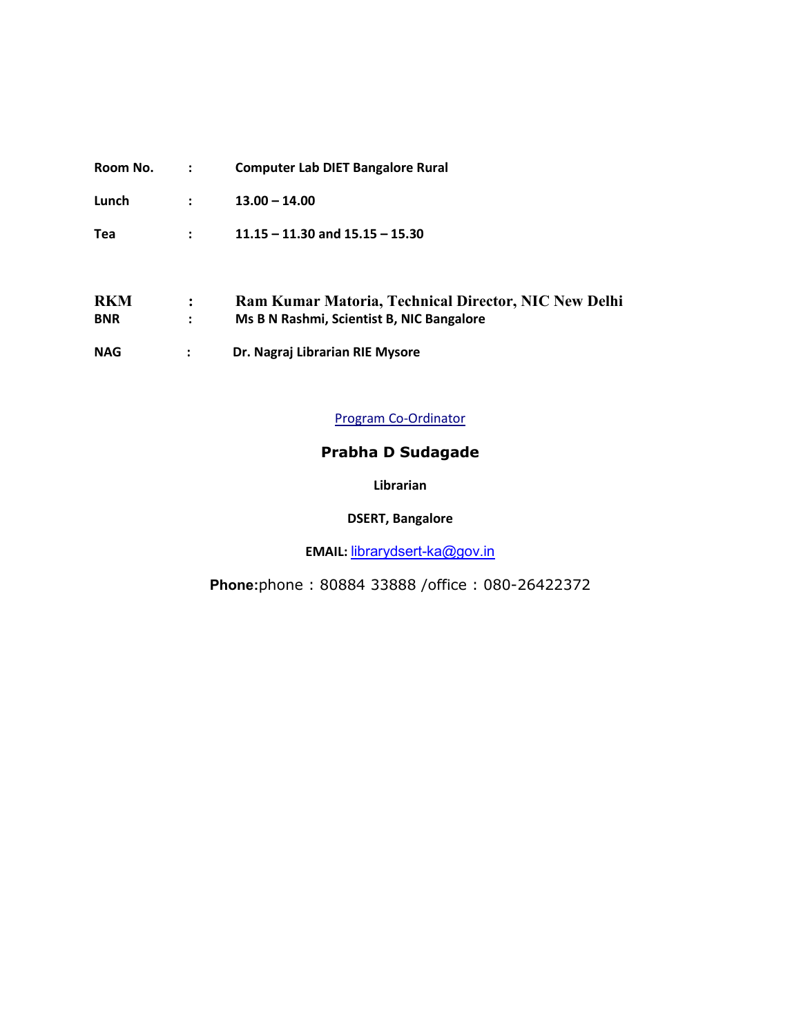| | | |
|---|---|---|
| **Room No.** | **:** | **Computer Lab DIET Bangalore Rural** |
| **Lunch** | **:** | **13.00 – 14.00** |
| **Tea** | **:** | **11.15 – 11.30 and 15.15 – 15.30** |

| | | |
|---|---|---|
| **RKM** | **:** | **Ram Kumar Matoria, Technical Director, NIC New Delhi** |
| **BNR** | **:** | **Ms B N Rashmi, Scientist B, NIC Bangalore** |
| **NAG** | **:** | **Dr. Nagraj Librarian RIE Mysore** |

Program Co-Ordinator

**Prabha D Sudagade**

**Librarian**

**DSERT, Bangalore**

**EMAIL:** librarydsert-ka@gov.in

**Phone:**phone : 80884 33888 /office : 080-26422372